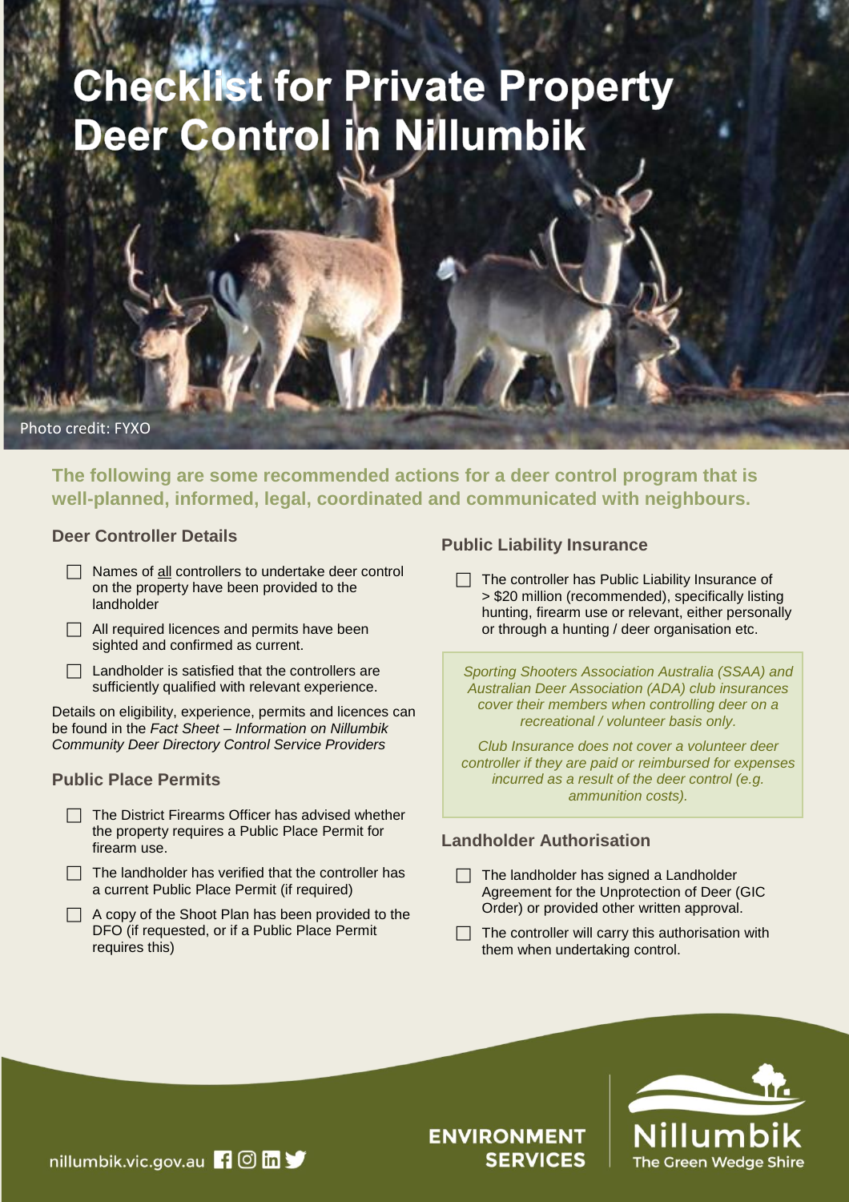# Checklist for Private Property Deer Control in Nillumbik

Photo credit: FYXO

**The following are some recommended actions for a deer control program that is well-planned, informed, legal, coordinated and communicated with neighbours.**

## Deer Controller Details

- ☐ Names of <u>all</u> controllers to undertake deer control on the property have been provided to the landholder
- ☐ All required licences and permits have been sighted and confirmed as current.
- ☐ Landholder is satisfied that the controllers are sufficiently qualified with relevant experience.

Details on eligibility, experience, permits and licences can be found in the *Fact Sheet – Information on Nillumbik Community Deer Directory Control Service Providers*

## Public Place Permits

- ☐ The District Firearms Officer has advised whether the property requires a Public Place Permit for firearm use.
- ☐ The landholder has verified that the controller has a current Public Place Permit (if required)
- ☐ A copy of the Shoot Plan has been provided to the DFO (if requested, or if a Public Place Permit requires this)

## Public Liability Insurance

- ☐ The controller has Public Liability Insurance of > $20 million (recommended), specifically listing hunting, firearm use or relevant, either personally or through a hunting / deer organisation etc.

*Sporting Shooters Association Australia (SSAA) and Australian Deer Association (ADA) club insurances cover their members when controlling deer on a recreational / volunteer basis only.*

*Club Insurance does not cover a volunteer deer controller if they are paid or reimbursed for expenses incurred as a result of the deer control (e.g. ammunition costs).*

## Landholder Authorisation

- ☐ The landholder has signed a Landholder Agreement for the Unprotection of Deer (GIC Order) or provided other written approval.
- ☐ The controller will carry this authorisation with them when undertaking control.

nillumbik.vic.gov.au

ENVIRONMENT SERVICES

Nillumbik The Green Wedge Shire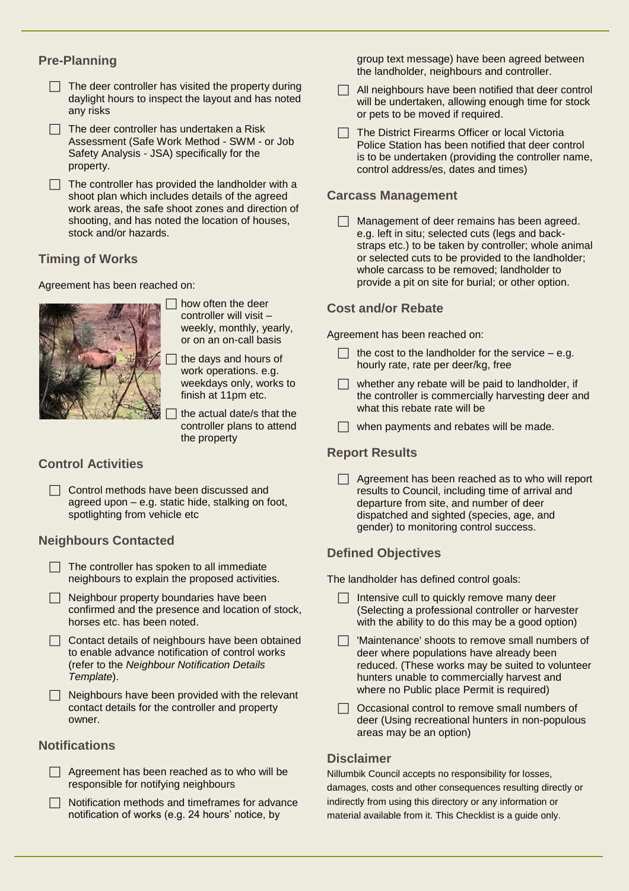## Pre-Planning

- ☐ The deer controller has visited the property during daylight hours to inspect the layout and has noted any risks
- ☐ The deer controller has undertaken a Risk Assessment (Safe Work Method - SWM - or Job Safety Analysis - JSA) specifically for the property.
- ☐ The controller has provided the landholder with a shoot plan which includes details of the agreed work areas, the safe shoot zones and direction of shooting, and has noted the location of houses, stock and/or hazards.

## Timing of Works

Agreement has been reached on:

- ☐ how often the deer controller will visit – weekly, monthly, yearly, or on an on-call basis
- ☐ the days and hours of work operations. e.g. weekdays only, works to finish at 11pm etc.
- ☐ the actual date/s that the controller plans to attend the property

## Control Activities

- ☐ Control methods have been discussed and agreed upon – e.g. static hide, stalking on foot, spotlighting from vehicle etc

## Neighbours Contacted

- ☐ The controller has spoken to all immediate neighbours to explain the proposed activities.
- ☐ Neighbour property boundaries have been confirmed and the presence and location of stock, horses etc. has been noted.
- ☐ Contact details of neighbours have been obtained to enable advance notification of control works (refer to the *Neighbour Notification Details Template*).
- ☐ Neighbours have been provided with the relevant contact details for the controller and property owner.

## Notifications

- ☐ Agreement has been reached as to who will be responsible for notifying neighbours
- ☐ Notification methods and timeframes for advance notification of works (e.g. 24 hours' notice, by group text message) have been agreed between the landholder, neighbours and controller.
- ☐ All neighbours have been notified that deer control will be undertaken, allowing enough time for stock or pets to be moved if required.
- ☐ The District Firearms Officer or local Victoria Police Station has been notified that deer control is to be undertaken (providing the controller name, control address/es, dates and times)

## Carcass Management

- ☐ Management of deer remains has been agreed. e.g. left in situ; selected cuts (legs and back-straps etc.) to be taken by controller; whole animal or selected cuts to be provided to the landholder; whole carcass to be removed; landholder to provide a pit on site for burial; or other option.

## Cost and/or Rebate

Agreement has been reached on:

- ☐ the cost to the landholder for the service – e.g. hourly rate, rate per deer/kg, free
- ☐ whether any rebate will be paid to landholder, if the controller is commercially harvesting deer and what this rebate rate will be
- ☐ when payments and rebates will be made.

## Report Results

- ☐ Agreement has been reached as to who will report results to Council, including time of arrival and departure from site, and number of deer dispatched and sighted (species, age, and gender) to monitoring control success.

## Defined Objectives

The landholder has defined control goals:

- ☐ Intensive cull to quickly remove many deer (Selecting a professional controller or harvester with the ability to do this may be a good option)
- ☐ 'Maintenance' shoots to remove small numbers of deer where populations have already been reduced. (These works may be suited to volunteer hunters unable to commercially harvest and where no Public place Permit is required)
- ☐ Occasional control to remove small numbers of deer (Using recreational hunters in non-populous areas may be an option)

## Disclaimer

Nillumbik Council accepts no responsibility for losses, damages, costs and other consequences resulting directly or indirectly from using this directory or any information or material available from it. This Checklist is a guide only.